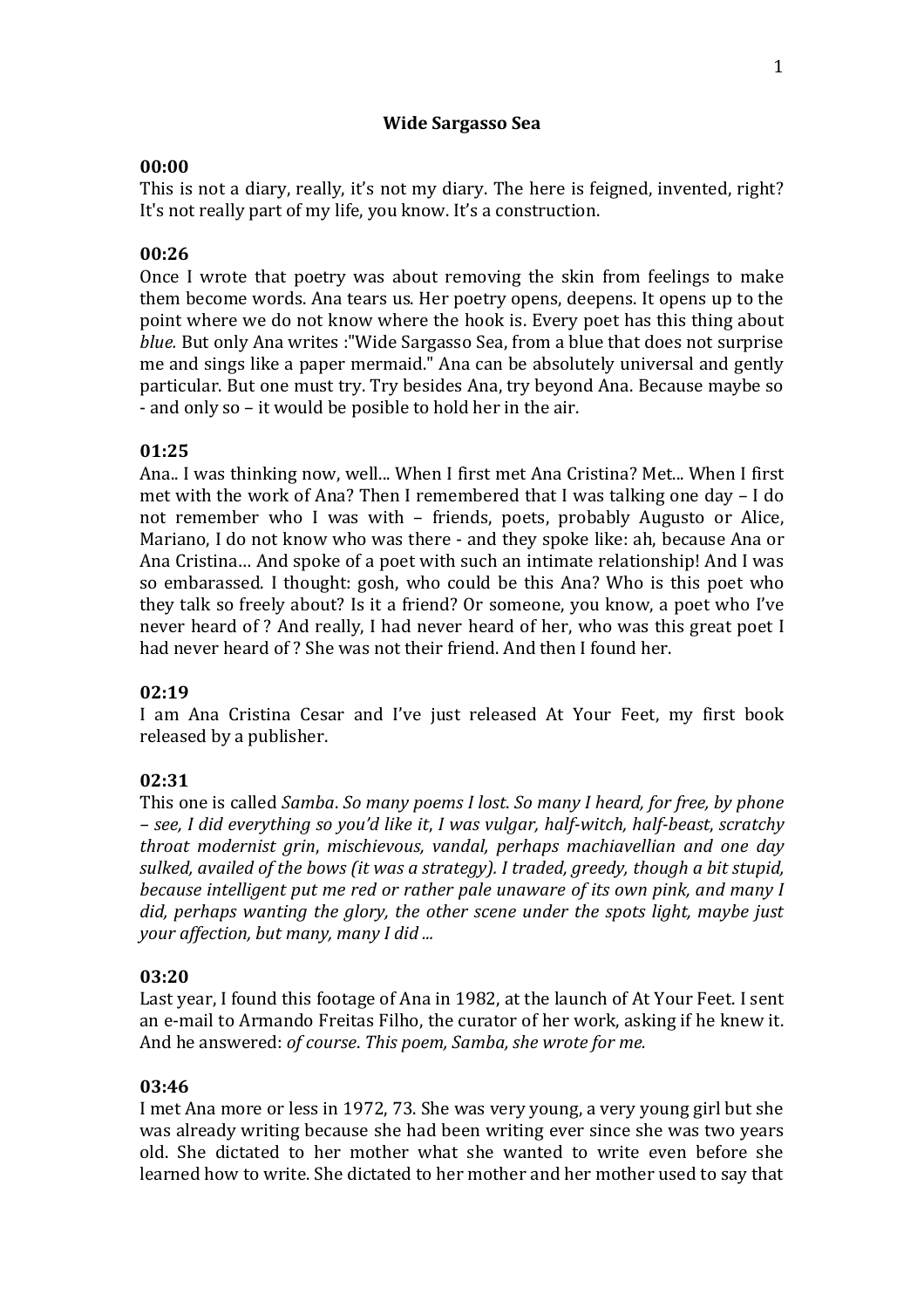# Wide Sargasso Sea

**00:00**

This is not a diary, really, it's not my diary. The here is feigned, invented, right? It's not really part of my life, you know. It's a construction.

**00:26**

Once I wrote that poetry was about removing the skin from feelings to make them become words. Ana tears us. Her poetry opens, deepens. It opens up to the point where we do not know where the hook is. Every poet has this thing about *blue.* But only Ana writes :"Wide Sargasso Sea, from a blue that does not surprise me and sings like a paper mermaid." Ana can be absolutely universal and gently particular. But one must try. Try besides Ana, try beyond Ana. Because maybe so - and only so – it would be posible to hold her in the air.

**01:25**

Ana.. I was thinking now, well... When I first met Ana Cristina? Met... When I first met with the work of Ana? Then I remembered that I was talking one day – I do not remember who I was with – friends, poets, probably Augusto or Alice, Mariano, I do not know who was there - and they spoke like: ah, because Ana or Ana Cristina… And spoke of a poet with such an intimate relationship! And I was so embarassed. I thought: gosh, who could be this Ana? Who is this poet who they talk so freely about? Is it a friend? Or someone, you know, a poet who I've never heard of ? And really, I had never heard of her, who was this great poet I had never heard of ? She was not their friend. And then I found her.

**02:19**

I am Ana Cristina Cesar and I've just released At Your Feet, my first book released by a publisher.

**02:31**

This one is called *Samba*. *So many poems I lost. So many I heard, for free, by phone – see, I did everything so you'd like it, I was vulgar, half-witch, half-beast, scratchy throat modernist grin, mischievous, vandal, perhaps machiavellian and one day sulked, availed of the bows (it was a strategy). I traded, greedy, though a bit stupid, because intelligent put me red or rather pale unaware of its own pink, and many I did, perhaps wanting the glory, the other scene under the spots light, maybe just your affection, but many, many I did ...*

**03:20**

Last year, I found this footage of Ana in 1982, at the launch of At Your Feet. I sent an e-mail to Armando Freitas Filho, the curator of her work, asking if he knew it. And he answered: *of course*. *This poem, Samba, she wrote for me.*

**03:46**

I met Ana more or less in 1972, 73. She was very young, a very young girl but she was already writing because she had been writing ever since she was two years old. She dictated to her mother what she wanted to write even before she learned how to write. She dictated to her mother and her mother used to say that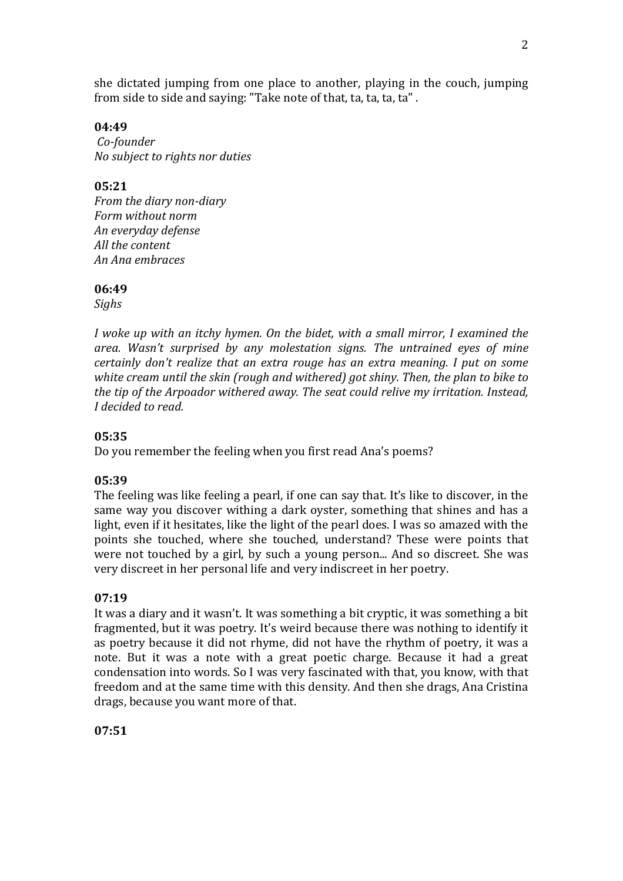she dictated jumping from one place to another, playing in the couch, jumping from side to side and saying: "Take note of that, ta, ta, ta, ta" .

**04:49**

*Co-founder*
*No subject to rights nor duties*

**05:21**

*From the diary non-diary*
*Form without norm*
*An everyday defense*
*All the content*
*An Ana embraces*

**06:49**

*Sighs*

*I woke up with an itchy hymen. On the bidet, with a small mirror, I examined the area. Wasn't surprised by any molestation signs. The untrained eyes of mine certainly don't realize that an extra rouge has an extra meaning. I put on some white cream until the skin (rough and withered) got shiny. Then, the plan to bike to the tip of the Arpoador withered away. The seat could relive my irritation. Instead, I decided to read.*

**05:35**

Do you remember the feeling when you first read Ana's poems?

**05:39**

The feeling was like feeling a pearl, if one can say that. It's like to discover, in the same way you discover withing a dark oyster, something that shines and has a light, even if it hesitates, like the light of the pearl does. I was so amazed with the points she touched, where she touched, understand? These were points that were not touched by a girl, by such a young person... And so discreet. She was very discreet in her personal life and very indiscreet in her poetry.

**07:19**

It was a diary and it wasn't. It was something a bit cryptic, it was something a bit fragmented, but it was poetry. It's weird because there was nothing to identify it as poetry because it did not rhyme, did not have the rhythm of poetry, it was a note. But it was a note with a great poetic charge. Because it had a great condensation into words. So I was very fascinated with that, you know, with that freedom and at the same time with this density. And then she drags, Ana Cristina drags, because you want more of that.

**07:51**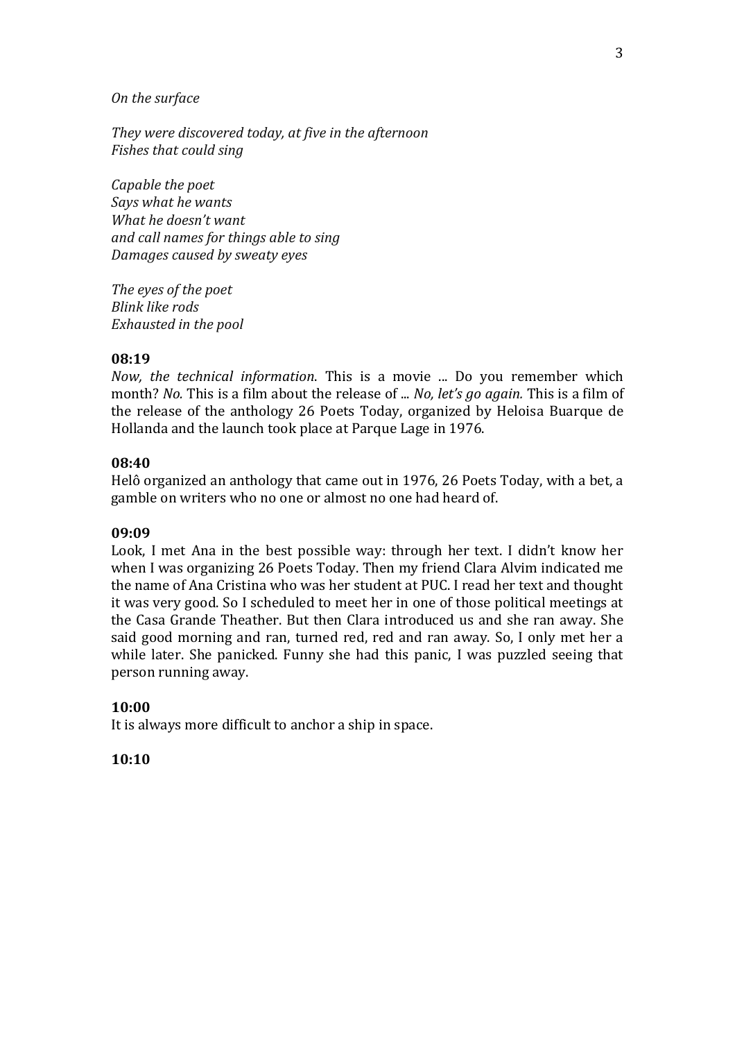*On the surface*

*They were discovered today, at five in the afternoon*
*Fishes that could sing*

*Capable the poet*
*Says what he wants*
*What he doesn't want*
*and call names for things able to sing*
*Damages caused by sweaty eyes*

*The eyes of the poet*
*Blink like rods*
*Exhausted in the pool*

**08:19**

*Now, the technical information*. This is a movie ... Do you remember which month? *No.* This is a film about the release of ... *No, let's go again.* This is a film of the release of the anthology 26 Poets Today, organized by Heloisa Buarque de Hollanda and the launch took place at Parque Lage in 1976.

**08:40**

Helô organized an anthology that came out in 1976, 26 Poets Today, with a bet, a gamble on writers who no one or almost no one had heard of.

**09:09**

Look, I met Ana in the best possible way: through her text. I didn't know her when I was organizing 26 Poets Today. Then my friend Clara Alvim indicated me the name of Ana Cristina who was her student at PUC. I read her text and thought it was very good. So I scheduled to meet her in one of those political meetings at the Casa Grande Theather. But then Clara introduced us and she ran away. She said good morning and ran, turned red, red and ran away. So, I only met her a while later. She panicked. Funny she had this panic, I was puzzled seeing that person running away.

**10:00**

It is always more difficult to anchor a ship in space.

**10:10**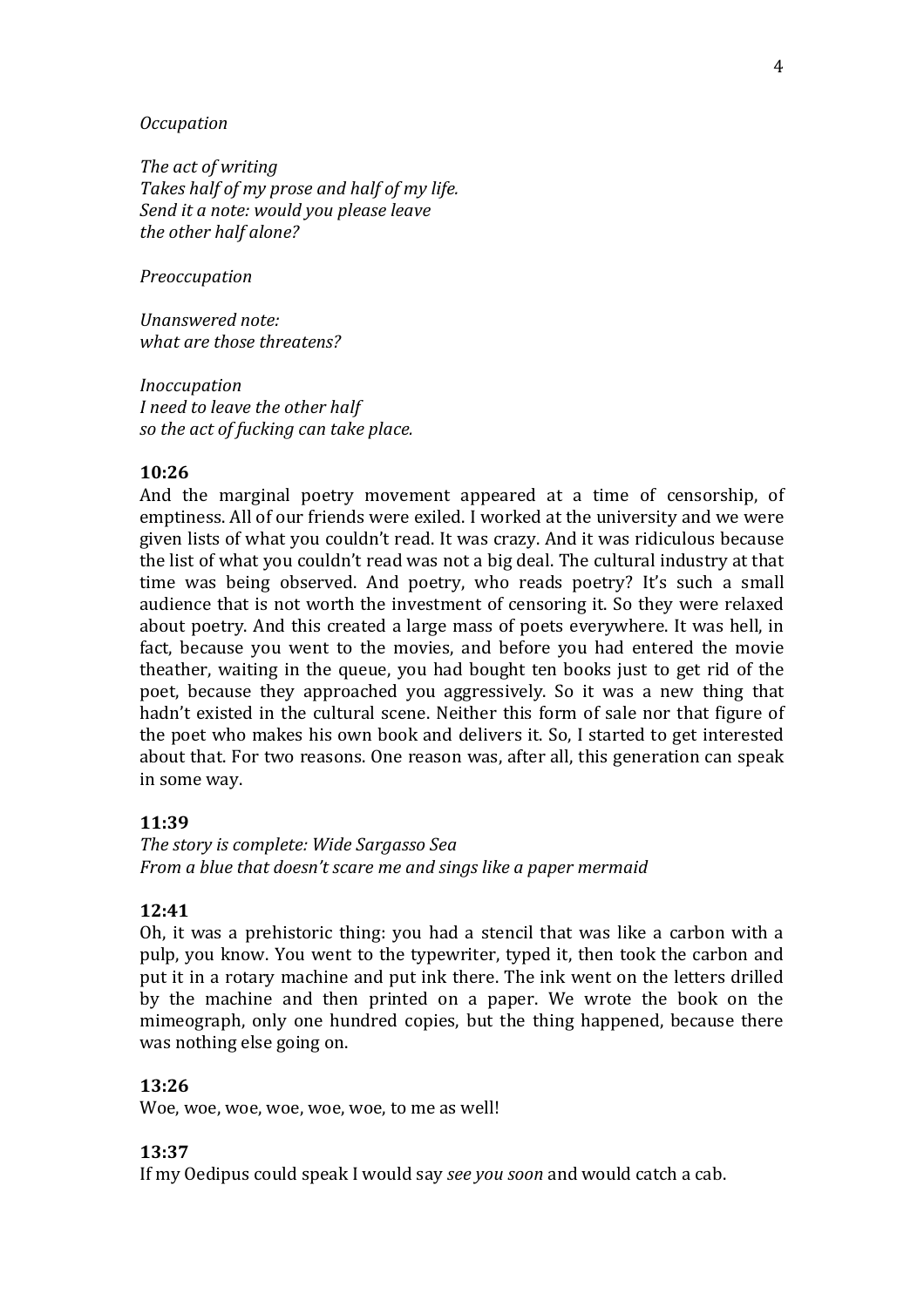*Occupation*

*The act of writing*
*Takes half of my prose and half of my life.*
*Send it a note: would you please leave*
*the other half alone?*

*Preoccupation*

*Unanswered note:*
*what are those threatens?*

*Inoccupation*
*I need to leave the other half*
*so the act of fucking can take place.*

**10:26**
And the marginal poetry movement appeared at a time of censorship, of emptiness. All of our friends were exiled. I worked at the university and we were given lists of what you couldn't read. It was crazy. And it was ridiculous because the list of what you couldn't read was not a big deal. The cultural industry at that time was being observed. And poetry, who reads poetry? It's such a small audience that is not worth the investment of censoring it. So they were relaxed about poetry. And this created a large mass of poets everywhere. It was hell, in fact, because you went to the movies, and before you had entered the movie theather, waiting in the queue, you had bought ten books just to get rid of the poet, because they approached you aggressively. So it was a new thing that hadn't existed in the cultural scene. Neither this form of sale nor that figure of the poet who makes his own book and delivers it. So, I started to get interested about that. For two reasons. One reason was, after all, this generation can speak in some way.

**11:39**
*The story is complete: Wide Sargasso Sea*
*From a blue that doesn't scare me and sings like a paper mermaid*

**12:41**
Oh, it was a prehistoric thing: you had a stencil that was like a carbon with a pulp, you know. You went to the typewriter, typed it, then took the carbon and put it in a rotary machine and put ink there. The ink went on the letters drilled by the machine and then printed on a paper. We wrote the book on the mimeograph, only one hundred copies, but the thing happened, because there was nothing else going on.

**13:26**
Woe, woe, woe, woe, woe, woe, to me as well!

**13:37**
If my Oedipus could speak I would say *see you soon* and would catch a cab.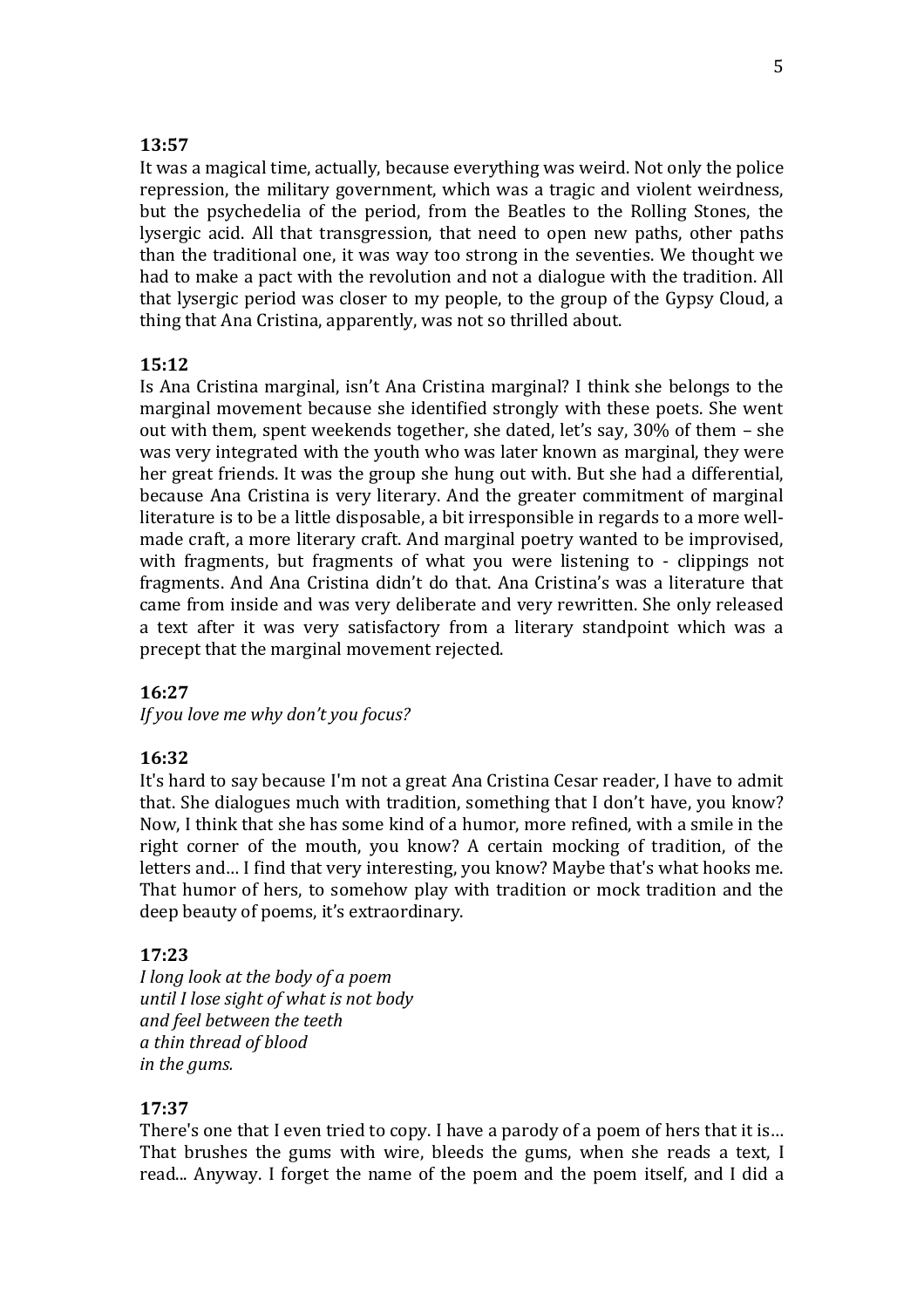**13:57**

It was a magical time, actually, because everything was weird. Not only the police repression, the military government, which was a tragic and violent weirdness, but the psychedelia of the period, from the Beatles to the Rolling Stones, the lysergic acid. All that transgression, that need to open new paths, other paths than the traditional one, it was way too strong in the seventies. We thought we had to make a pact with the revolution and not a dialogue with the tradition. All that lysergic period was closer to my people, to the group of the Gypsy Cloud, a thing that Ana Cristina, apparently, was not so thrilled about.

**15:12**

Is Ana Cristina marginal, isn't Ana Cristina marginal? I think she belongs to the marginal movement because she identified strongly with these poets. She went out with them, spent weekends together, she dated, let's say, 30% of them – she was very integrated with the youth who was later known as marginal, they were her great friends. It was the group she hung out with. But she had a differential, because Ana Cristina is very literary. And the greater commitment of marginal literature is to be a little disposable, a bit irresponsible in regards to a more well-made craft, a more literary craft. And marginal poetry wanted to be improvised, with fragments, but fragments of what you were listening to - clippings not fragments. And Ana Cristina didn't do that. Ana Cristina's was a literature that came from inside and was very deliberate and very rewritten. She only released a text after it was very satisfactory from a literary standpoint which was a precept that the marginal movement rejected.

**16:27**

*If you love me why don't you focus?*

**16:32**

It's hard to say because I'm not a great Ana Cristina Cesar reader, I have to admit that. She dialogues much with tradition, something that I don't have, you know? Now, I think that she has some kind of a humor, more refined, with a smile in the right corner of the mouth, you know? A certain mocking of tradition, of the letters and… I find that very interesting, you know? Maybe that's what hooks me. That humor of hers, to somehow play with tradition or mock tradition and the deep beauty of poems, it's extraordinary.

**17:23**

*I long look at the body of a poem*
*until I lose sight of what is not body*
*and feel between the teeth*
*a thin thread of blood*
*in the gums.*

**17:37**

There's one that I even tried to copy. I have a parody of a poem of hers that it is… That brushes the gums with wire, bleeds the gums, when she reads a text, I read... Anyway. I forget the name of the poem and the poem itself, and I did a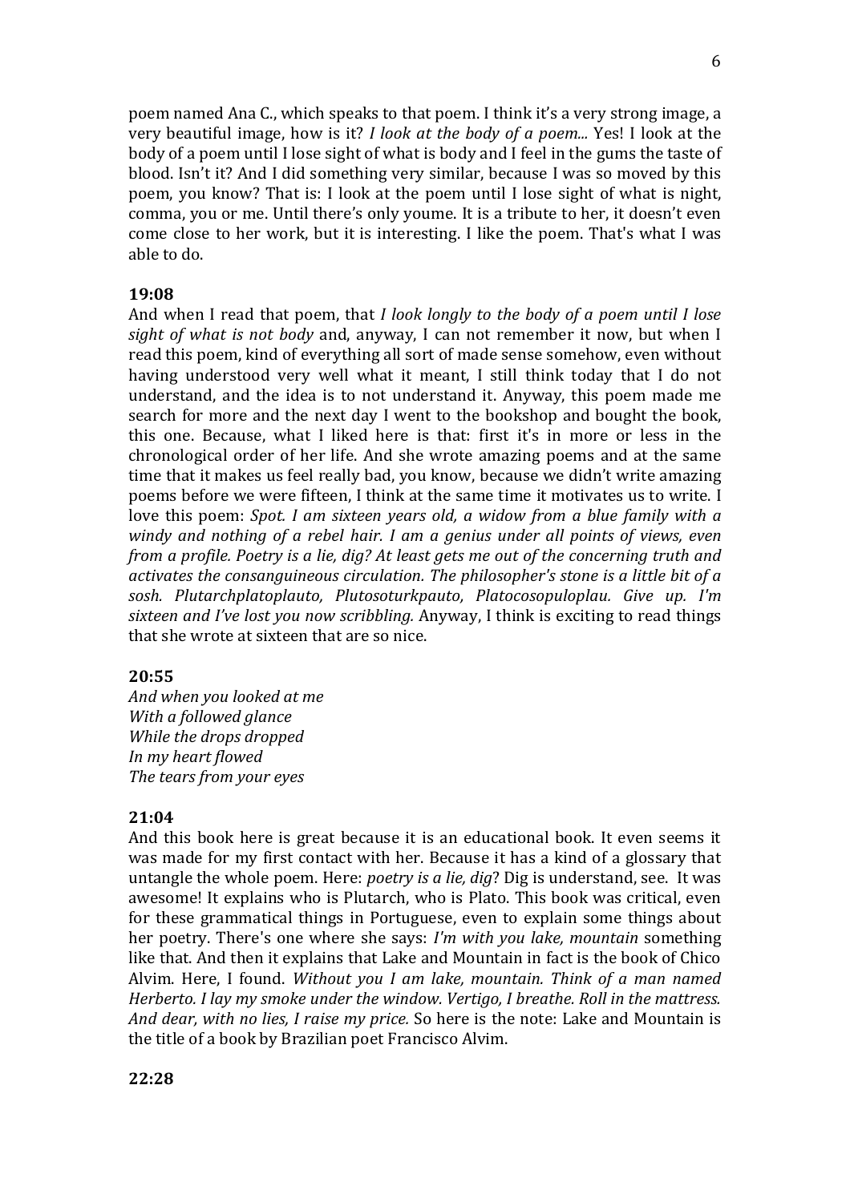poem named Ana C., which speaks to that poem. I think it's a very strong image, a very beautiful image, how is it? *I look at the body of a poem...* Yes! I look at the body of a poem until I lose sight of what is body and I feel in the gums the taste of blood. Isn't it? And I did something very similar, because I was so moved by this poem, you know? That is: I look at the poem until I lose sight of what is night, comma, you or me. Until there's only youme. It is a tribute to her, it doesn't even come close to her work, but it is interesting. I like the poem. That's what I was able to do.

**19:08**

And when I read that poem, that *I look longly to the body of a poem until I lose sight of what is not body* and, anyway, I can not remember it now, but when I read this poem, kind of everything all sort of made sense somehow, even without having understood very well what it meant, I still think today that I do not understand, and the idea is to not understand it. Anyway, this poem made me search for more and the next day I went to the bookshop and bought the book, this one. Because, what I liked here is that: first it's in more or less in the chronological order of her life. And she wrote amazing poems and at the same time that it makes us feel really bad, you know, because we didn't write amazing poems before we were fifteen, I think at the same time it motivates us to write. I love this poem: *Spot. I am sixteen years old, a widow from a blue family with a windy and nothing of a rebel hair. I am a genius under all points of views, even from a profile. Poetry is a lie, dig? At least gets me out of the concerning truth and activates the consanguineous circulation. The philosopher's stone is a little bit of a sosh. Plutarchplatoplauto, Plutosoturkpauto, Platocosopuloplau. Give up. I'm sixteen and I've lost you now scribbling.* Anyway, I think is exciting to read things that she wrote at sixteen that are so nice.

**20:55**

*And when you looked at me*
*With a followed glance*
*While the drops dropped*
*In my heart flowed*
*The tears from your eyes*

**21:04**

And this book here is great because it is an educational book. It even seems it was made for my first contact with her. Because it has a kind of a glossary that untangle the whole poem. Here: *poetry is a lie, dig*? Dig is understand, see. It was awesome! It explains who is Plutarch, who is Plato. This book was critical, even for these grammatical things in Portuguese, even to explain some things about her poetry. There's one where she says: *I'm with you lake, mountain* something like that. And then it explains that Lake and Mountain in fact is the book of Chico Alvim. Here, I found. *Without you I am lake, mountain. Think of a man named Herberto. I lay my smoke under the window. Vertigo, I breathe. Roll in the mattress. And dear, with no lies, I raise my price.* So here is the note: Lake and Mountain is the title of a book by Brazilian poet Francisco Alvim.

**22:28**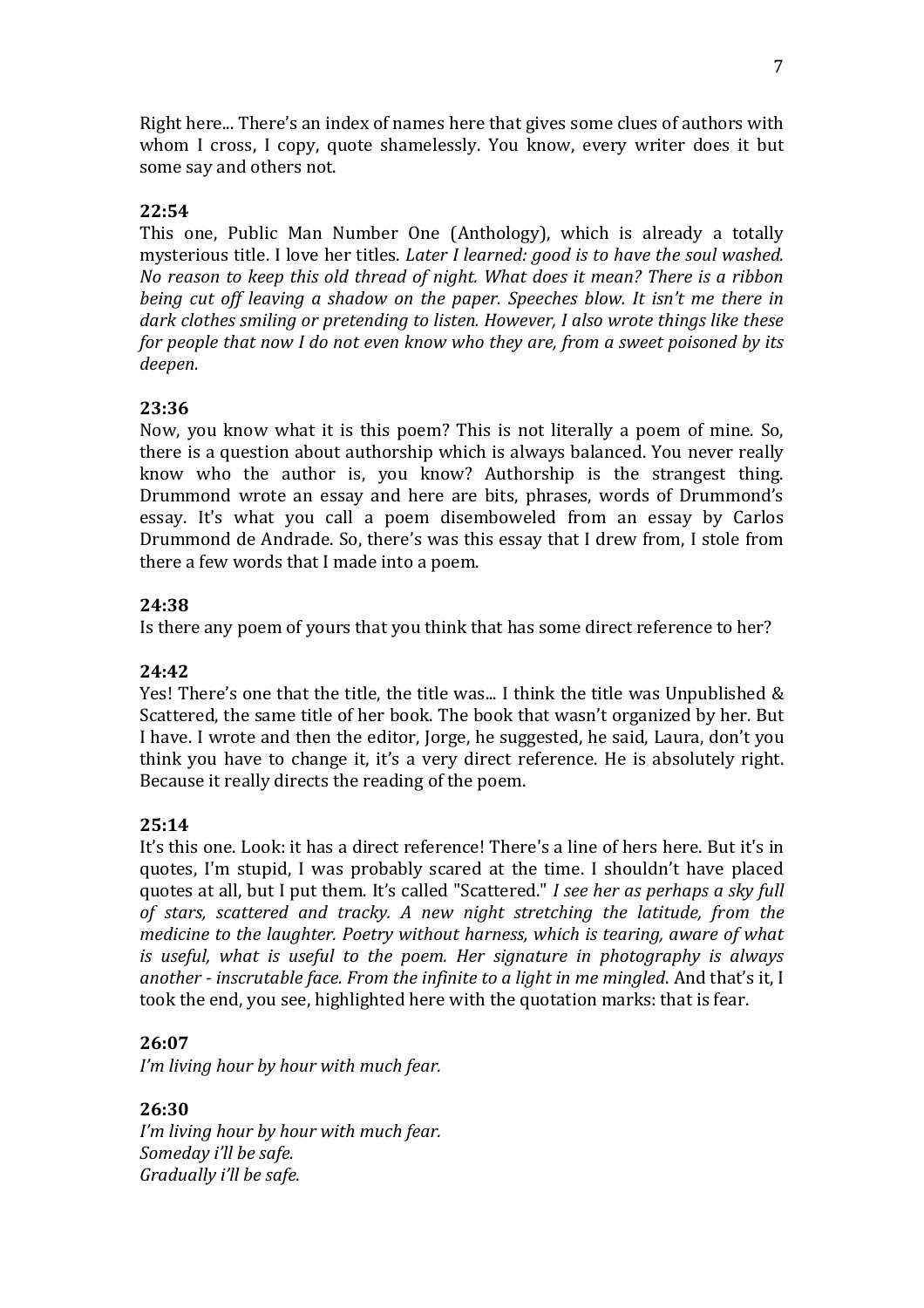Right here... There's an index of names here that gives some clues of authors with whom I cross, I copy, quote shamelessly. You know, every writer does it but some say and others not.

**22:54**

This one, Public Man Number One (Anthology), which is already a totally mysterious title. I love her titles. *Later I learned: good is to have the soul washed. No reason to keep this old thread of night. What does it mean? There is a ribbon being cut off leaving a shadow on the paper. Speeches blow. It isn't me there in dark clothes smiling or pretending to listen. However, I also wrote things like these for people that now I do not even know who they are, from a sweet poisoned by its deepen.*

**23:36**

Now, you know what it is this poem? This is not literally a poem of mine. So, there is a question about authorship which is always balanced. You never really know who the author is, you know? Authorship is the strangest thing. Drummond wrote an essay and here are bits, phrases, words of Drummond's essay. It's what you call a poem disemboweled from an essay by Carlos Drummond de Andrade. So, there's was this essay that I drew from, I stole from there a few words that I made into a poem.

**24:38**

Is there any poem of yours that you think that has some direct reference to her?

**24:42**

Yes! There's one that the title, the title was... I think the title was Unpublished & Scattered, the same title of her book. The book that wasn't organized by her. But I have. I wrote and then the editor, Jorge, he suggested, he said, Laura, don't you think you have to change it, it's a very direct reference. He is absolutely right. Because it really directs the reading of the poem.

**25:14**

It's this one. Look: it has a direct reference! There's a line of hers here. But it's in quotes, I'm stupid, I was probably scared at the time. I shouldn't have placed quotes at all, but I put them. It's called "Scattered." *I see her as perhaps a sky full of stars, scattered and tracky. A new night stretching the latitude, from the medicine to the laughter. Poetry without harness, which is tearing, aware of what is useful, what is useful to the poem. Her signature in photography is always another - inscrutable face. From the infinite to a light in me mingled*. And that's it, I took the end, you see, highlighted here with the quotation marks: that is fear.

**26:07**

*I'm living hour by hour with much fear.*

**26:30**

*I'm living hour by hour with much fear.*
*Someday i'll be safe.*
*Gradually i'll be safe.*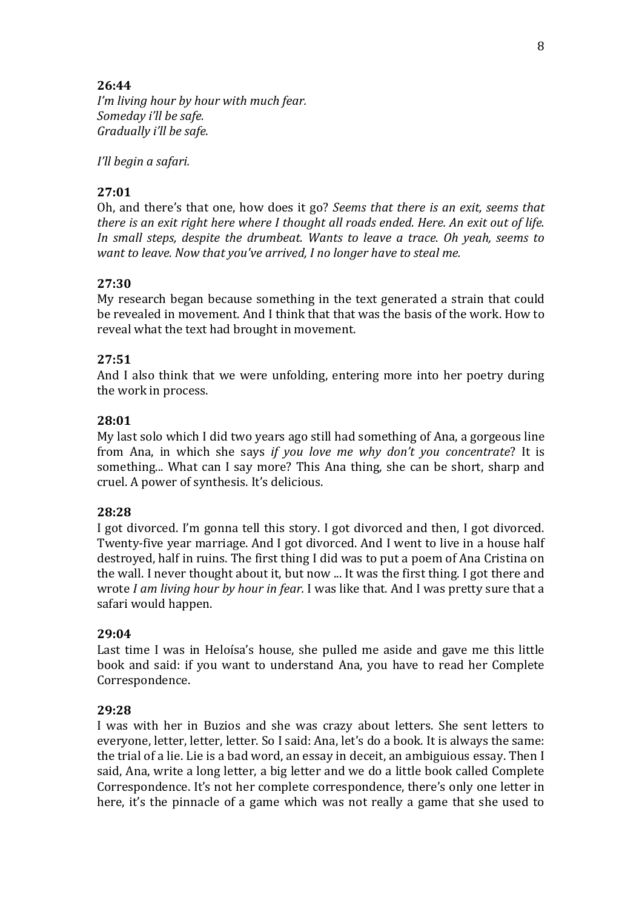**26:44**
*I'm living hour by hour with much fear.*
*Someday i'll be safe.*
*Gradually i'll be safe.*

*I'll begin a safari.*

**27:01**
Oh, and there's that one, how does it go? *Seems that there is an exit, seems that there is an exit right here where I thought all roads ended. Here. An exit out of life. In small steps, despite the drumbeat. Wants to leave a trace. Oh yeah, seems to want to leave. Now that you've arrived, I no longer have to steal me.*

**27:30**
My research began because something in the text generated a strain that could be revealed in movement. And I think that that was the basis of the work. How to reveal what the text had brought in movement.

**27:51**
And I also think that we were unfolding, entering more into her poetry during the work in process.

**28:01**
My last solo which I did two years ago still had something of Ana, a gorgeous line from Ana, in which she says *if you love me why don't you concentrate*? It is something... What can I say more? This Ana thing, she can be short, sharp and cruel. A power of synthesis. It's delicious.

**28:28**
I got divorced. I'm gonna tell this story. I got divorced and then, I got divorced. Twenty-five year marriage. And I got divorced. And I went to live in a house half destroyed, half in ruins. The first thing I did was to put a poem of Ana Cristina on the wall. I never thought about it, but now ... It was the first thing. I got there and wrote *I am living hour by hour in fear.* I was like that. And I was pretty sure that a safari would happen.

**29:04**
Last time I was in Heloísa's house, she pulled me aside and gave me this little book and said: if you want to understand Ana, you have to read her Complete Correspondence.

**29:28**
I was with her in Buzios and she was crazy about letters. She sent letters to everyone, letter, letter, letter. So I said: Ana, let's do a book. It is always the same: the trial of a lie. Lie is a bad word, an essay in deceit, an ambiguious essay. Then I said, Ana, write a long letter, a big letter and we do a little book called Complete Correspondence. It's not her complete correspondence, there's only one letter in here, it's the pinnacle of a game which was not really a game that she used to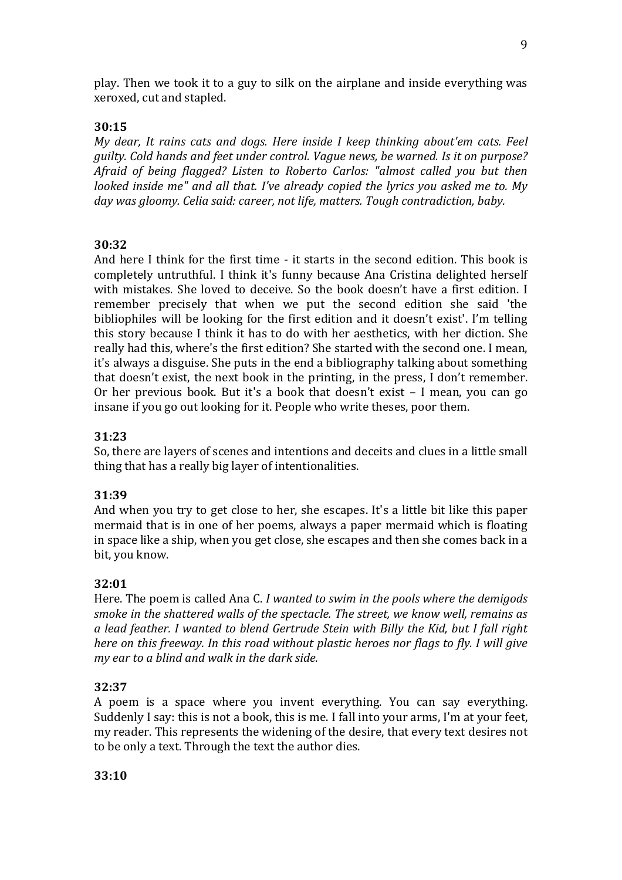play. Then we took it to a guy to silk on the airplane and inside everything was xeroxed, cut and stapled.

**30:15**

*My dear, It rains cats and dogs. Here inside I keep thinking about'em cats. Feel guilty. Cold hands and feet under control. Vague news, be warned. Is it on purpose? Afraid of being flagged? Listen to Roberto Carlos: "almost called you but then looked inside me" and all that. I've already copied the lyrics you asked me to. My day was gloomy. Celia said: career, not life, matters. Tough contradiction, baby.*

**30:32**

And here I think for the first time - it starts in the second edition. This book is completely untruthful. I think it's funny because Ana Cristina delighted herself with mistakes. She loved to deceive. So the book doesn't have a first edition. I remember precisely that when we put the second edition she said 'the bibliophiles will be looking for the first edition and it doesn't exist'. I'm telling this story because I think it has to do with her aesthetics, with her diction. She really had this, where's the first edition? She started with the second one. I mean, it's always a disguise. She puts in the end a bibliography talking about something that doesn't exist, the next book in the printing, in the press, I don't remember. Or her previous book. But it's a book that doesn't exist – I mean, you can go insane if you go out looking for it. People who write theses, poor them.

**31:23**

So, there are layers of scenes and intentions and deceits and clues in a little small thing that has a really big layer of intentionalities.

**31:39**

And when you try to get close to her, she escapes. It's a little bit like this paper mermaid that is in one of her poems, always a paper mermaid which is floating in space like a ship, when you get close, she escapes and then she comes back in a bit, you know.

**32:01**

Here. The poem is called Ana C. *I wanted to swim in the pools where the demigods smoke in the shattered walls of the spectacle. The street, we know well, remains as a lead feather. I wanted to blend Gertrude Stein with Billy the Kid, but I fall right here on this freeway. In this road without plastic heroes nor flags to fly. I will give my ear to a blind and walk in the dark side.*

**32:37**

A poem is a space where you invent everything. You can say everything. Suddenly I say: this is not a book, this is me. I fall into your arms, I'm at your feet, my reader. This represents the widening of the desire, that every text desires not to be only a text. Through the text the author dies.

**33:10**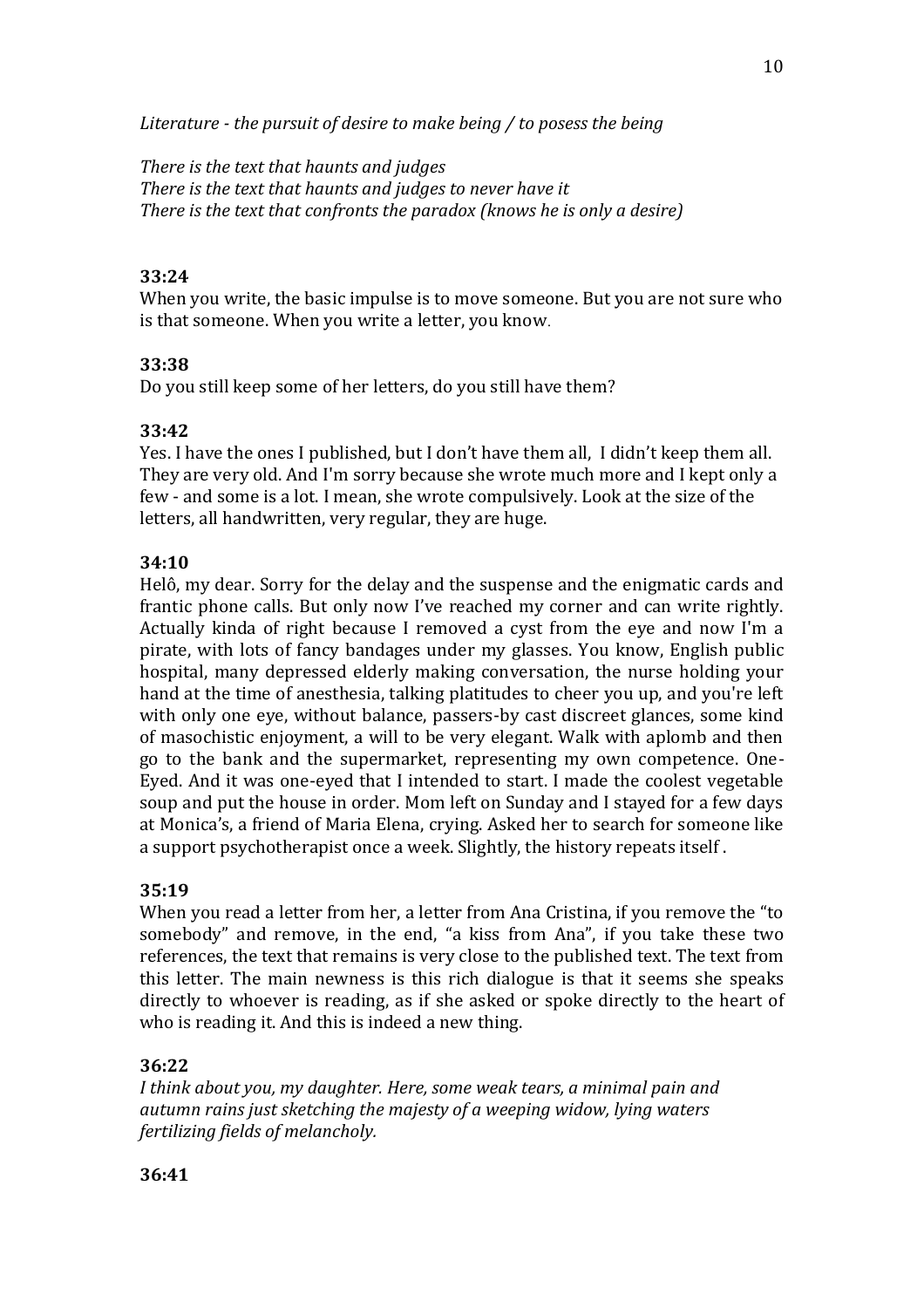*Literature - the pursuit of desire to make being / to posess the being*

*There is the text that haunts and judges*
*There is the text that haunts and judges to never have it*
*There is the text that confronts the paradox (knows he is only a desire)*

**33:24**
When you write, the basic impulse is to move someone. But you are not sure who is that someone. When you write a letter, you know.

**33:38**
Do you still keep some of her letters, do you still have them?

**33:42**
Yes. I have the ones I published, but I don't have them all, I didn't keep them all. They are very old. And I'm sorry because she wrote much more and I kept only a few - and some is a lot. I mean, she wrote compulsively. Look at the size of the letters, all handwritten, very regular, they are huge.

**34:10**
Helô, my dear. Sorry for the delay and the suspense and the enigmatic cards and frantic phone calls. But only now I've reached my corner and can write rightly. Actually kinda of right because I removed a cyst from the eye and now I'm a pirate, with lots of fancy bandages under my glasses. You know, English public hospital, many depressed elderly making conversation, the nurse holding your hand at the time of anesthesia, talking platitudes to cheer you up, and you're left with only one eye, without balance, passers-by cast discreet glances, some kind of masochistic enjoyment, a will to be very elegant. Walk with aplomb and then go to the bank and the supermarket, representing my own competence. One-Eyed. And it was one-eyed that I intended to start. I made the coolest vegetable soup and put the house in order. Mom left on Sunday and I stayed for a few days at Monica's, a friend of Maria Elena, crying. Asked her to search for someone like a support psychotherapist once a week. Slightly, the history repeats itself .

**35:19**
When you read a letter from her, a letter from Ana Cristina, if you remove the "to somebody" and remove, in the end, "a kiss from Ana", if you take these two references, the text that remains is very close to the published text. The text from this letter. The main newness is this rich dialogue is that it seems she speaks directly to whoever is reading, as if she asked or spoke directly to the heart of who is reading it. And this is indeed a new thing.

**36:22**
*I think about you, my daughter. Here, some weak tears, a minimal pain and autumn rains just sketching the majesty of a weeping widow, lying waters fertilizing fields of melancholy.*

**36:41**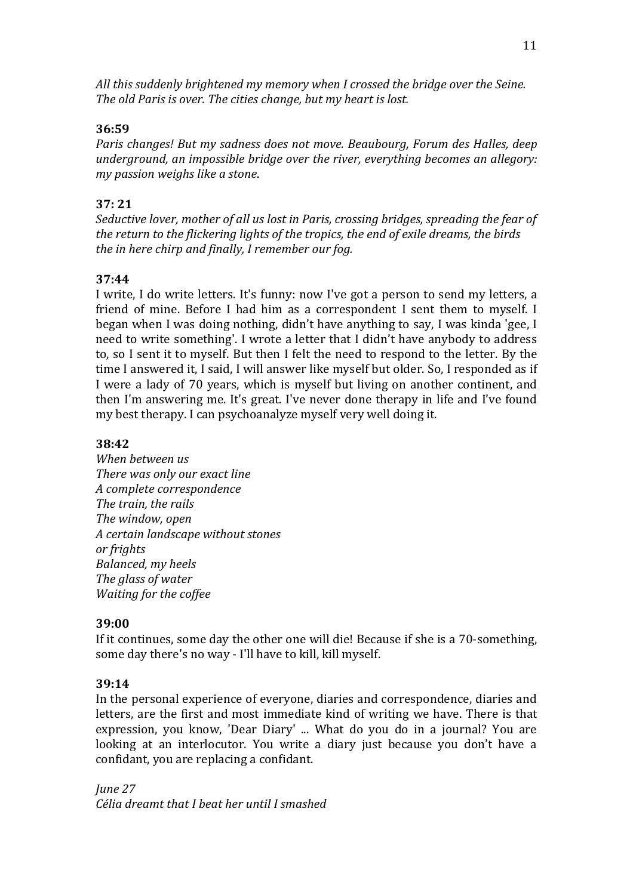*All this suddenly brightened my memory when I crossed the bridge over the Seine. The old Paris is over. The cities change, but my heart is lost.*

**36:59**

*Paris changes! But my sadness does not move. Beaubourg, Forum des Halles, deep underground, an impossible bridge over the river, everything becomes an allegory: my passion weighs like a stone.*

**37: 21**

*Seductive lover, mother of all us lost in Paris, crossing bridges, spreading the fear of the return to the flickering lights of the tropics, the end of exile dreams, the birds the in here chirp and finally, I remember our fog.*

**37:44**

I write, I do write letters. It's funny: now I've got a person to send my letters, a friend of mine. Before I had him as a correspondent I sent them to myself. I began when I was doing nothing, didn't have anything to say, I was kinda 'gee, I need to write something'. I wrote a letter that I didn't have anybody to address to, so I sent it to myself. But then I felt the need to respond to the letter. By the time I answered it, I said, I will answer like myself but older. So, I responded as if I were a lady of 70 years, which is myself but living on another continent, and then I'm answering me. It's great. I've never done therapy in life and I've found my best therapy. I can psychoanalyze myself very well doing it.

**38:42**

*When between us*
*There was only our exact line*
*A complete correspondence*
*The train, the rails*
*The window, open*
*A certain landscape without stones*
*or frights*
*Balanced, my heels*
*The glass of water*
*Waiting for the coffee*

**39:00**

If it continues, some day the other one will die! Because if she is a 70-something, some day there's no way - I'll have to kill, kill myself.

**39:14**

In the personal experience of everyone, diaries and correspondence, diaries and letters, are the first and most immediate kind of writing we have. There is that expression, you know, 'Dear Diary' ... What do you do in a journal? You are looking at an interlocutor. You write a diary just because you don't have a confidant, you are replacing a confidant.

*June 27*
*Célia dreamt that I beat her until I smashed*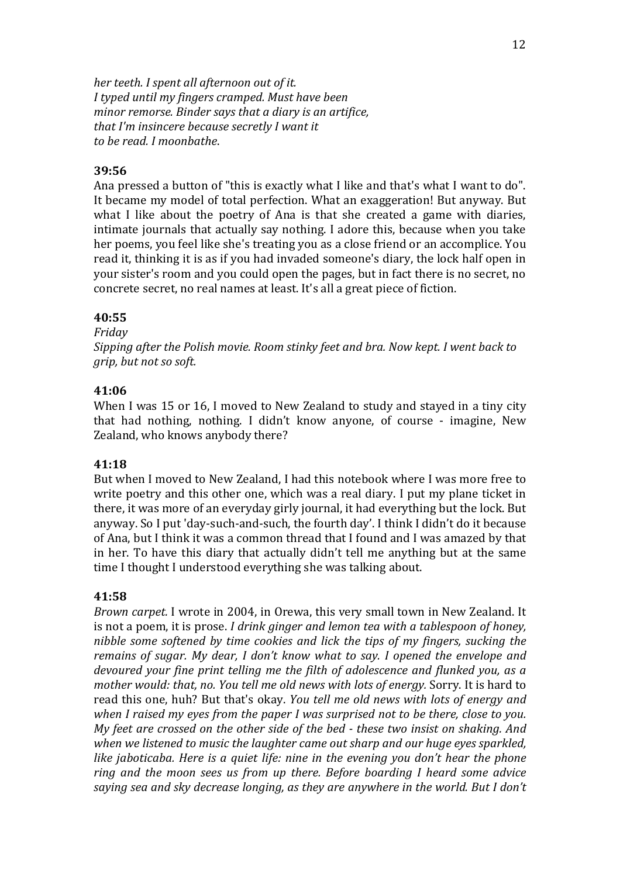*her teeth. I spent all afternoon out of it.*
*I typed until my fingers cramped. Must have been*
*minor remorse. Binder says that a diary is an artifice,*
*that I'm insincere because secretly I want it*
*to be read. I moonbathe.*

**39:56**

Ana pressed a button of "this is exactly what I like and that's what I want to do". It became my model of total perfection. What an exaggeration! But anyway. But what I like about the poetry of Ana is that she created a game with diaries, intimate journals that actually say nothing. I adore this, because when you take her poems, you feel like she's treating you as a close friend or an accomplice. You read it, thinking it is as if you had invaded someone's diary, the lock half open in your sister's room and you could open the pages, but in fact there is no secret, no concrete secret, no real names at least. It's all a great piece of fiction.

**40:55**

*Friday*
*Sipping after the Polish movie. Room stinky feet and bra. Now kept. I went back to grip, but not so soft.*

**41:06**

When I was 15 or 16, I moved to New Zealand to study and stayed in a tiny city that had nothing, nothing. I didn't know anyone, of course - imagine, New Zealand, who knows anybody there?

**41:18**

But when I moved to New Zealand, I had this notebook where I was more free to write poetry and this other one, which was a real diary. I put my plane ticket in there, it was more of an everyday girly journal, it had everything but the lock. But anyway. So I put 'day-such-and-such, the fourth day'. I think I didn't do it because of Ana, but I think it was a common thread that I found and I was amazed by that in her. To have this diary that actually didn't tell me anything but at the same time I thought I understood everything she was talking about.

**41:58**

*Brown carpet.* I wrote in 2004, in Orewa, this very small town in New Zealand. It is not a poem, it is prose. *I drink ginger and lemon tea with a tablespoon of honey, nibble some softened by time cookies and lick the tips of my fingers, sucking the remains of sugar. My dear, I don't know what to say. I opened the envelope and devoured your fine print telling me the filth of adolescence and flunked you, as a mother would: that, no. You tell me old news with lots of energy.* Sorry. It is hard to read this one, huh? But that's okay. *You tell me old news with lots of energy and when I raised my eyes from the paper I was surprised not to be there, close to you. My feet are crossed on the other side of the bed - these two insist on shaking. And when we listened to music the laughter came out sharp and our huge eyes sparkled, like jaboticaba. Here is a quiet life: nine in the evening you don't hear the phone ring and the moon sees us from up there. Before boarding I heard some advice saying sea and sky decrease longing, as they are anywhere in the world. But I don't*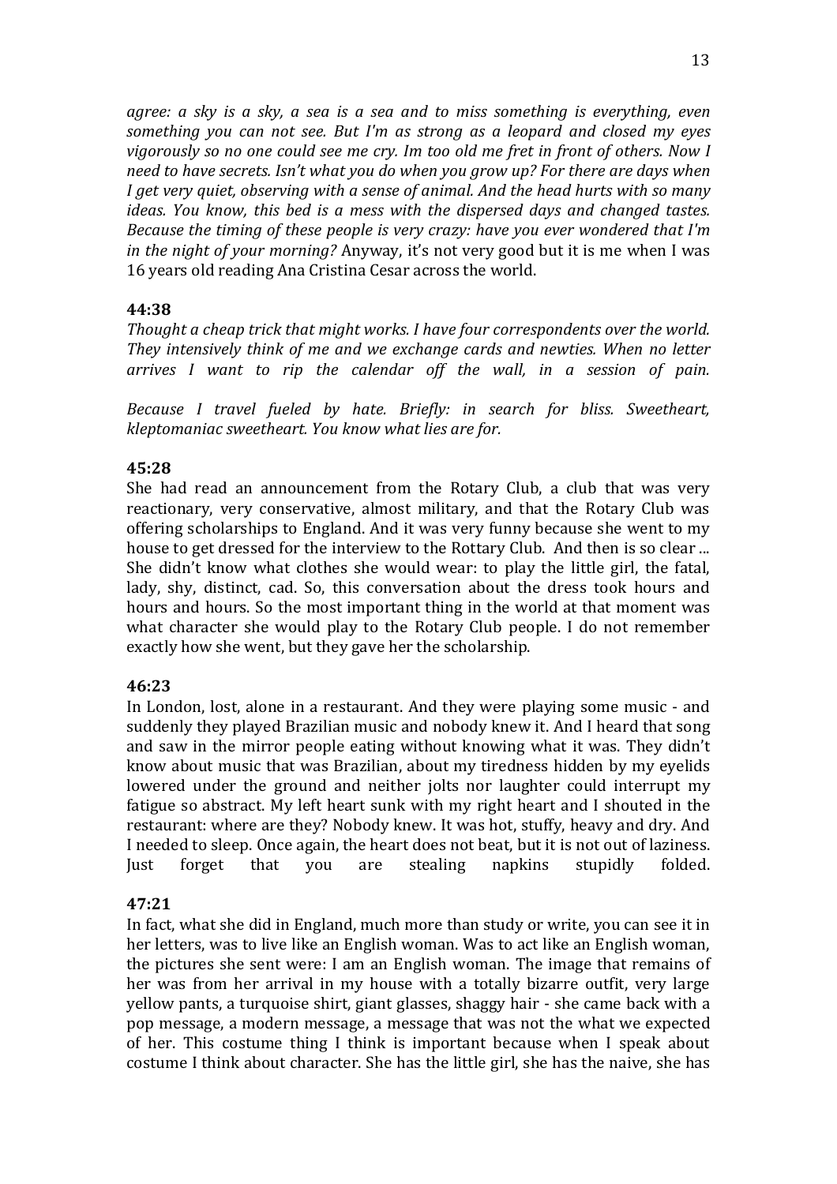*agree: a sky is a sky, a sea is a sea and to miss something is everything, even something you can not see. But I'm as strong as a leopard and closed my eyes vigorously so no one could see me cry. Im too old me fret in front of others. Now I need to have secrets. Isn't what you do when you grow up? For there are days when I get very quiet, observing with a sense of animal. And the head hurts with so many ideas. You know, this bed is a mess with the dispersed days and changed tastes. Because the timing of these people is very crazy: have you ever wondered that I'm in the night of your morning?* Anyway, it's not very good but it is me when I was 16 years old reading Ana Cristina Cesar across the world.

**44:38**

*Thought a cheap trick that might works. I have four correspondents over the world. They intensively think of me and we exchange cards and newties. When no letter arrives I want to rip the calendar off the wall, in a session of pain.*

*Because I travel fueled by hate. Briefly: in search for bliss. Sweetheart, kleptomaniac sweetheart. You know what lies are for.*

**45:28**

She had read an announcement from the Rotary Club, a club that was very reactionary, very conservative, almost military, and that the Rotary Club was offering scholarships to England. And it was very funny because she went to my house to get dressed for the interview to the Rottary Club. And then is so clear ... She didn't know what clothes she would wear: to play the little girl, the fatal, lady, shy, distinct, cad. So, this conversation about the dress took hours and hours and hours. So the most important thing in the world at that moment was what character she would play to the Rotary Club people. I do not remember exactly how she went, but they gave her the scholarship.

**46:23**

In London, lost, alone in a restaurant. And they were playing some music - and suddenly they played Brazilian music and nobody knew it. And I heard that song and saw in the mirror people eating without knowing what it was. They didn't know about music that was Brazilian, about my tiredness hidden by my eyelids lowered under the ground and neither jolts nor laughter could interrupt my fatigue so abstract. My left heart sunk with my right heart and I shouted in the restaurant: where are they? Nobody knew. It was hot, stuffy, heavy and dry. And I needed to sleep. Once again, the heart does not beat, but it is not out of laziness. Just forget that you are stealing napkins stupidly folded.

**47:21**

In fact, what she did in England, much more than study or write, you can see it in her letters, was to live like an English woman. Was to act like an English woman, the pictures she sent were: I am an English woman. The image that remains of her was from her arrival in my house with a totally bizarre outfit, very large yellow pants, a turquoise shirt, giant glasses, shaggy hair - she came back with a pop message, a modern message, a message that was not the what we expected of her. This costume thing I think is important because when I speak about costume I think about character. She has the little girl, she has the naive, she has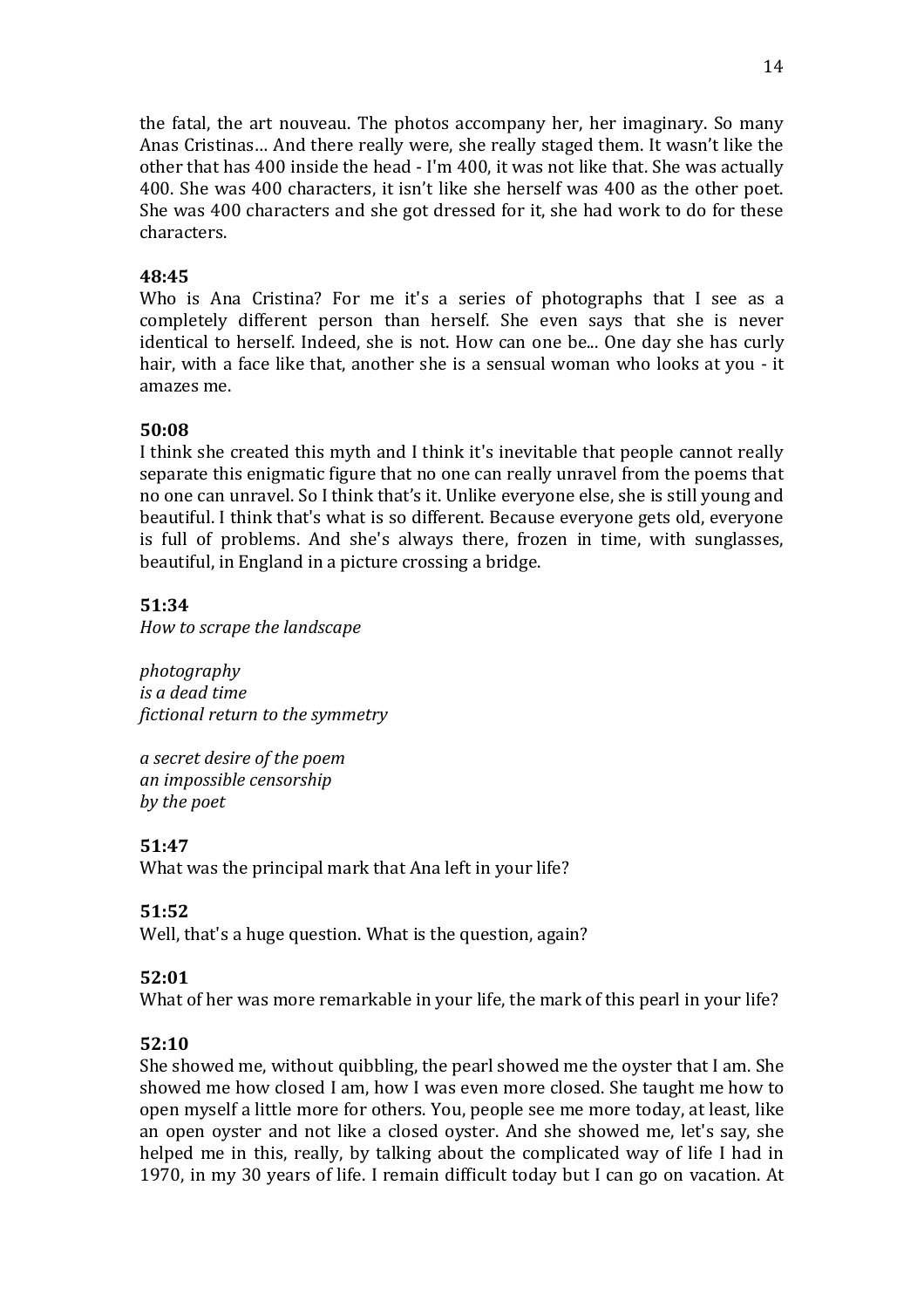the fatal, the art nouveau. The photos accompany her, her imaginary. So many Anas Cristinas… And there really were, she really staged them. It wasn't like the other that has 400 inside the head - I'm 400, it was not like that. She was actually 400. She was 400 characters, it isn't like she herself was 400 as the other poet. She was 400 characters and she got dressed for it, she had work to do for these characters.

**48:45**
Who is Ana Cristina? For me it's a series of photographs that I see as a completely different person than herself. She even says that she is never identical to herself. Indeed, she is not. How can one be... One day she has curly hair, with a face like that, another she is a sensual woman who looks at you - it amazes me.

**50:08**
I think she created this myth and I think it's inevitable that people cannot really separate this enigmatic figure that no one can really unravel from the poems that no one can unravel. So I think that's it. Unlike everyone else, she is still young and beautiful. I think that's what is so different. Because everyone gets old, everyone is full of problems. And she's always there, frozen in time, with sunglasses, beautiful, in England in a picture crossing a bridge.

**51:34**
*How to scrape the landscape*

*photography*
*is a dead time*
*fictional return to the symmetry*

*a secret desire of the poem*
*an impossible censorship*
*by the poet*

**51:47**
What was the principal mark that Ana left in your life?

**51:52**
Well, that's a huge question. What is the question, again?

**52:01**
What of her was more remarkable in your life, the mark of this pearl in your life?

**52:10**
She showed me, without quibbling, the pearl showed me the oyster that I am. She showed me how closed I am, how I was even more closed. She taught me how to open myself a little more for others. You, people see me more today, at least, like an open oyster and not like a closed oyster. And she showed me, let's say, she helped me in this, really, by talking about the complicated way of life I had in 1970, in my 30 years of life. I remain difficult today but I can go on vacation. At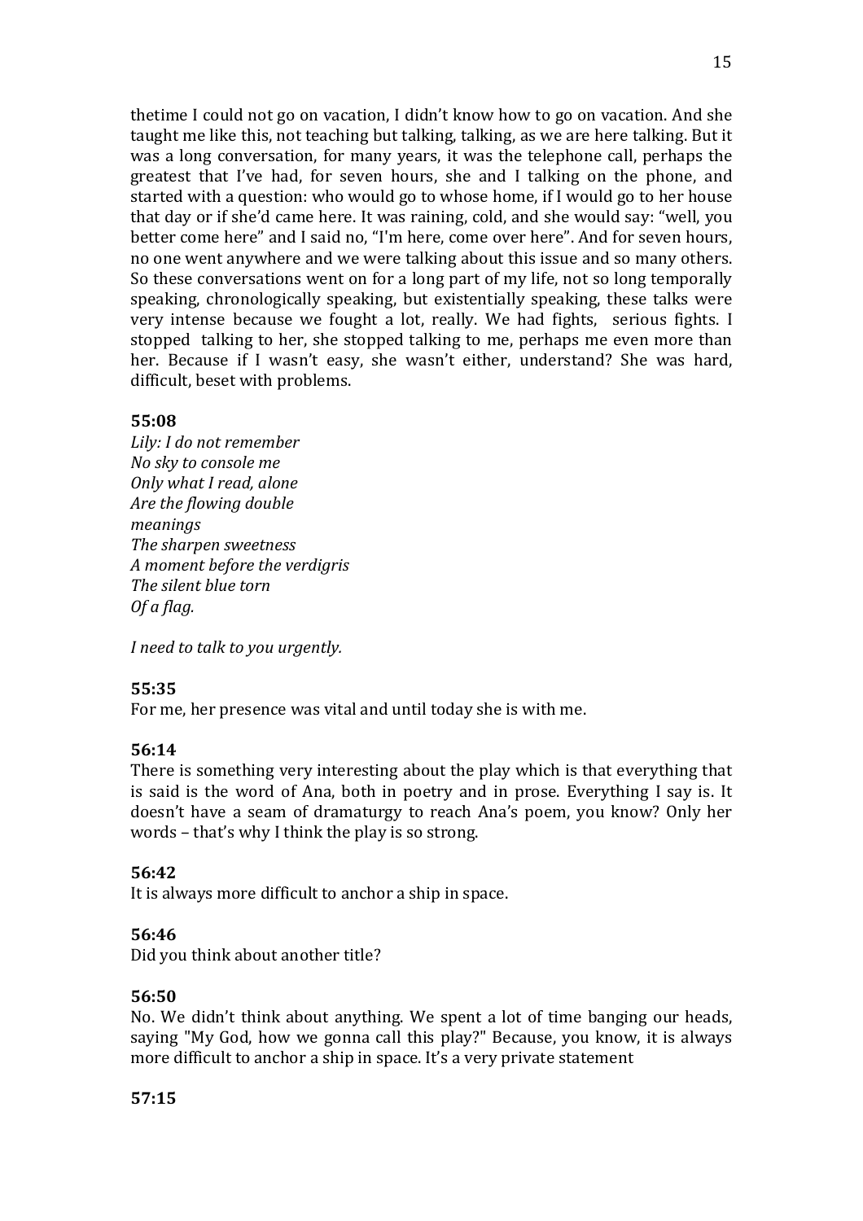thetime I could not go on vacation, I didn't know how to go on vacation. And she taught me like this, not teaching but talking, talking, as we are here talking. But it was a long conversation, for many years, it was the telephone call, perhaps the greatest that I've had, for seven hours, she and I talking on the phone, and started with a question: who would go to whose home, if I would go to her house that day or if she'd came here. It was raining, cold, and she would say: "well, you better come here" and I said no, "I'm here, come over here". And for seven hours, no one went anywhere and we were talking about this issue and so many others. So these conversations went on for a long part of my life, not so long temporally speaking, chronologically speaking, but existentially speaking, these talks were very intense because we fought a lot, really. We had fights, serious fights. I stopped talking to her, she stopped talking to me, perhaps me even more than her. Because if I wasn't easy, she wasn't either, understand? She was hard, difficult, beset with problems.

**55:08**

*Lily: I do not remember*
*No sky to console me*
*Only what I read, alone*
*Are the flowing double*
*meanings*
*The sharpen sweetness*
*A moment before the verdigris*
*The silent blue torn*
*Of a flag.*

*I need to talk to you urgently.*

**55:35**

For me, her presence was vital and until today she is with me.

**56:14**

There is something very interesting about the play which is that everything that is said is the word of Ana, both in poetry and in prose. Everything I say is. It doesn't have a seam of dramaturgy to reach Ana's poem, you know? Only her words – that's why I think the play is so strong.

**56:42**

It is always more difficult to anchor a ship in space.

**56:46**

Did you think about another title?

**56:50**

No. We didn't think about anything. We spent a lot of time banging our heads, saying "My God, how we gonna call this play?" Because, you know, it is always more difficult to anchor a ship in space. It's a very private statement

**57:15**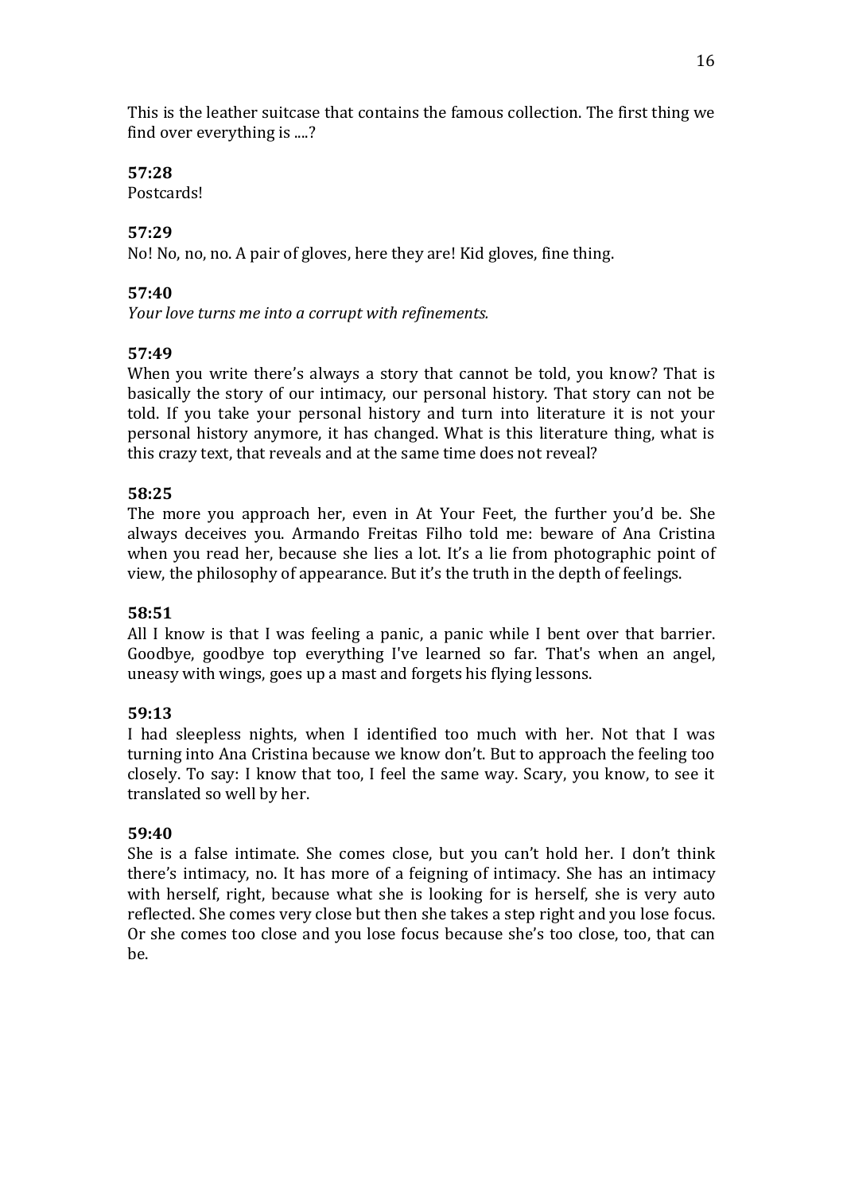This is the leather suitcase that contains the famous collection. The first thing we find over everything is ....?

**57:28**
Postcards!

**57:29**
No! No, no, no. A pair of gloves, here they are! Kid gloves, fine thing.

**57:40**
*Your love turns me into a corrupt with refinements.*

**57:49**
When you write there's always a story that cannot be told, you know? That is basically the story of our intimacy, our personal history. That story can not be told. If you take your personal history and turn into literature it is not your personal history anymore, it has changed. What is this literature thing, what is this crazy text, that reveals and at the same time does not reveal?

**58:25**
The more you approach her, even in At Your Feet, the further you'd be. She always deceives you. Armando Freitas Filho told me: beware of Ana Cristina when you read her, because she lies a lot. It's a lie from photographic point of view, the philosophy of appearance. But it's the truth in the depth of feelings.

**58:51**
All I know is that I was feeling a panic, a panic while I bent over that barrier. Goodbye, goodbye top everything I've learned so far. That's when an angel, uneasy with wings, goes up a mast and forgets his flying lessons.

**59:13**
I had sleepless nights, when I identified too much with her. Not that I was turning into Ana Cristina because we know don't. But to approach the feeling too closely. To say: I know that too, I feel the same way. Scary, you know, to see it translated so well by her.

**59:40**
She is a false intimate. She comes close, but you can't hold her. I don't think there's intimacy, no. It has more of a feigning of intimacy. She has an intimacy with herself, right, because what she is looking for is herself, she is very auto reflected. She comes very close but then she takes a step right and you lose focus. Or she comes too close and you lose focus because she's too close, too, that can be.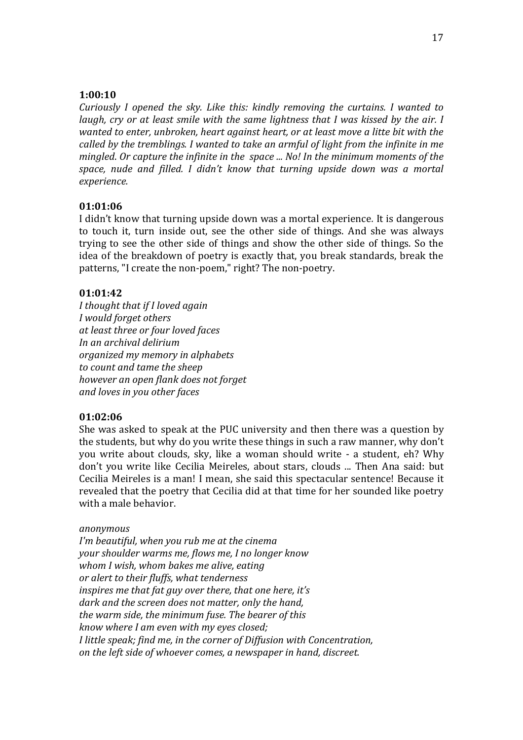**1:00:10**

*Curiously I opened the sky. Like this: kindly removing the curtains. I wanted to laugh, cry or at least smile with the same lightness that I was kissed by the air. I wanted to enter, unbroken, heart against heart, or at least move a litte bit with the called by the tremblings. I wanted to take an armful of light from the infinite in me mingled. Or capture the infinite in the space ... No! In the minimum moments of the space, nude and filled. I didn't know that turning upside down was a mortal experience.*

**01:01:06**

I didn't know that turning upside down was a mortal experience. It is dangerous to touch it, turn inside out, see the other side of things. And she was always trying to see the other side of things and show the other side of things. So the idea of the breakdown of poetry is exactly that, you break standards, break the patterns, "I create the non-poem," right? The non-poetry.

**01:01:42**

*I thought that if I loved again*
*I would forget others*
*at least three or four loved faces*
*In an archival delirium*
*organized my memory in alphabets*
*to count and tame the sheep*
*however an open flank does not forget*
*and loves in you other faces*

**01:02:06**

She was asked to speak at the PUC university and then there was a question by the students, but why do you write these things in such a raw manner, why don't you write about clouds, sky, like a woman should write - a student, eh? Why don't you write like Cecilia Meireles, about stars, clouds ... Then Ana said: but Cecilia Meireles is a man! I mean, she said this spectacular sentence! Because it revealed that the poetry that Cecilia did at that time for her sounded like poetry with a male behavior.

*anonymous*
*I'm beautiful, when you rub me at the cinema*
*your shoulder warms me, flows me, I no longer know*
*whom I wish, whom bakes me alive, eating*
*or alert to their fluffs, what tenderness*
*inspires me that fat guy over there, that one here, it's*
*dark and the screen does not matter, only the hand,*
*the warm side, the minimum fuse. The bearer of this*
*know where I am even with my eyes closed;*
*I little speak; find me, in the corner of Diffusion with Concentration,*
*on the left side of whoever comes, a newspaper in hand, discreet.*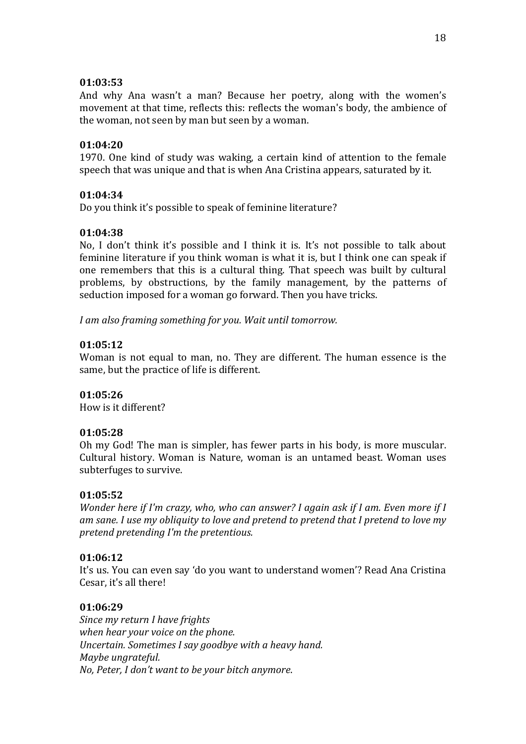**01:03:53**
And why Ana wasn't a man? Because her poetry, along with the women's movement at that time, reflects this: reflects the woman's body, the ambience of the woman, not seen by man but seen by a woman.

**01:04:20**
1970. One kind of study was waking, a certain kind of attention to the female speech that was unique and that is when Ana Cristina appears, saturated by it.

**01:04:34**
Do you think it's possible to speak of feminine literature?

**01:04:38**
No, I don't think it's possible and I think it is. It's not possible to talk about feminine literature if you think woman is what it is, but I think one can speak if one remembers that this is a cultural thing. That speech was built by cultural problems, by obstructions, by the family management, by the patterns of seduction imposed for a woman go forward. Then you have tricks.

*I am also framing something for you. Wait until tomorrow.*

**01:05:12**
Woman is not equal to man, no. They are different. The human essence is the same, but the practice of life is different.

**01:05:26**
How is it different?

**01:05:28**
Oh my God! The man is simpler, has fewer parts in his body, is more muscular. Cultural history. Woman is Nature, woman is an untamed beast. Woman uses subterfuges to survive.

**01:05:52**
*Wonder here if I'm crazy, who, who can answer? I again ask if I am. Even more if I am sane. I use my obliquity to love and pretend to pretend that I pretend to love my pretend pretending I'm the pretentious.*

**01:06:12**
It's us. You can even say 'do you want to understand women'? Read Ana Cristina Cesar, it's all there!

**01:06:29**
*Since my return I have frights*
*when hear your voice on the phone.*
*Uncertain. Sometimes I say goodbye with a heavy hand.*
*Maybe ungrateful.*
*No, Peter, I don't want to be your bitch anymore.*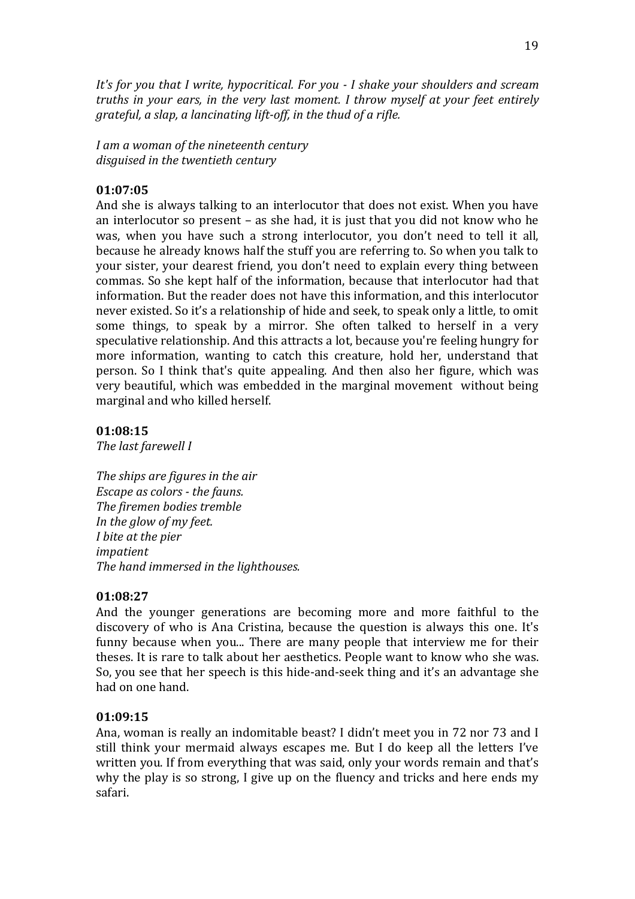*It's for you that I write, hypocritical. For you - I shake your shoulders and scream truths in your ears, in the very last moment. I throw myself at your feet entirely grateful, a slap, a lancinating lift-off, in the thud of a rifle.*

*I am a woman of the nineteenth century*
*disguised in the twentieth century*

**01:07:05**
And she is always talking to an interlocutor that does not exist. When you have an interlocutor so present – as she had, it is just that you did not know who he was, when you have such a strong interlocutor, you don't need to tell it all, because he already knows half the stuff you are referring to. So when you talk to your sister, your dearest friend, you don't need to explain every thing between commas. So she kept half of the information, because that interlocutor had that information. But the reader does not have this information, and this interlocutor never existed. So it's a relationship of hide and seek, to speak only a little, to omit some things, to speak by a mirror. She often talked to herself in a very speculative relationship. And this attracts a lot, because you're feeling hungry for more information, wanting to catch this creature, hold her, understand that person. So I think that's quite appealing. And then also her figure, which was very beautiful, which was embedded in the marginal movement without being marginal and who killed herself.

**01:08:15**
*The last farewell I*

*The ships are figures in the air*
*Escape as colors - the fauns.*
*The firemen bodies tremble*
*In the glow of my feet.*
*I bite at the pier*
*impatient*
*The hand immersed in the lighthouses.*

**01:08:27**
And the younger generations are becoming more and more faithful to the discovery of who is Ana Cristina, because the question is always this one. It's funny because when you... There are many people that interview me for their theses. It is rare to talk about her aesthetics. People want to know who she was. So, you see that her speech is this hide-and-seek thing and it's an advantage she had on one hand.

**01:09:15**
Ana, woman is really an indomitable beast? I didn't meet you in 72 nor 73 and I still think your mermaid always escapes me. But I do keep all the letters I've written you. If from everything that was said, only your words remain and that's why the play is so strong, I give up on the fluency and tricks and here ends my safari.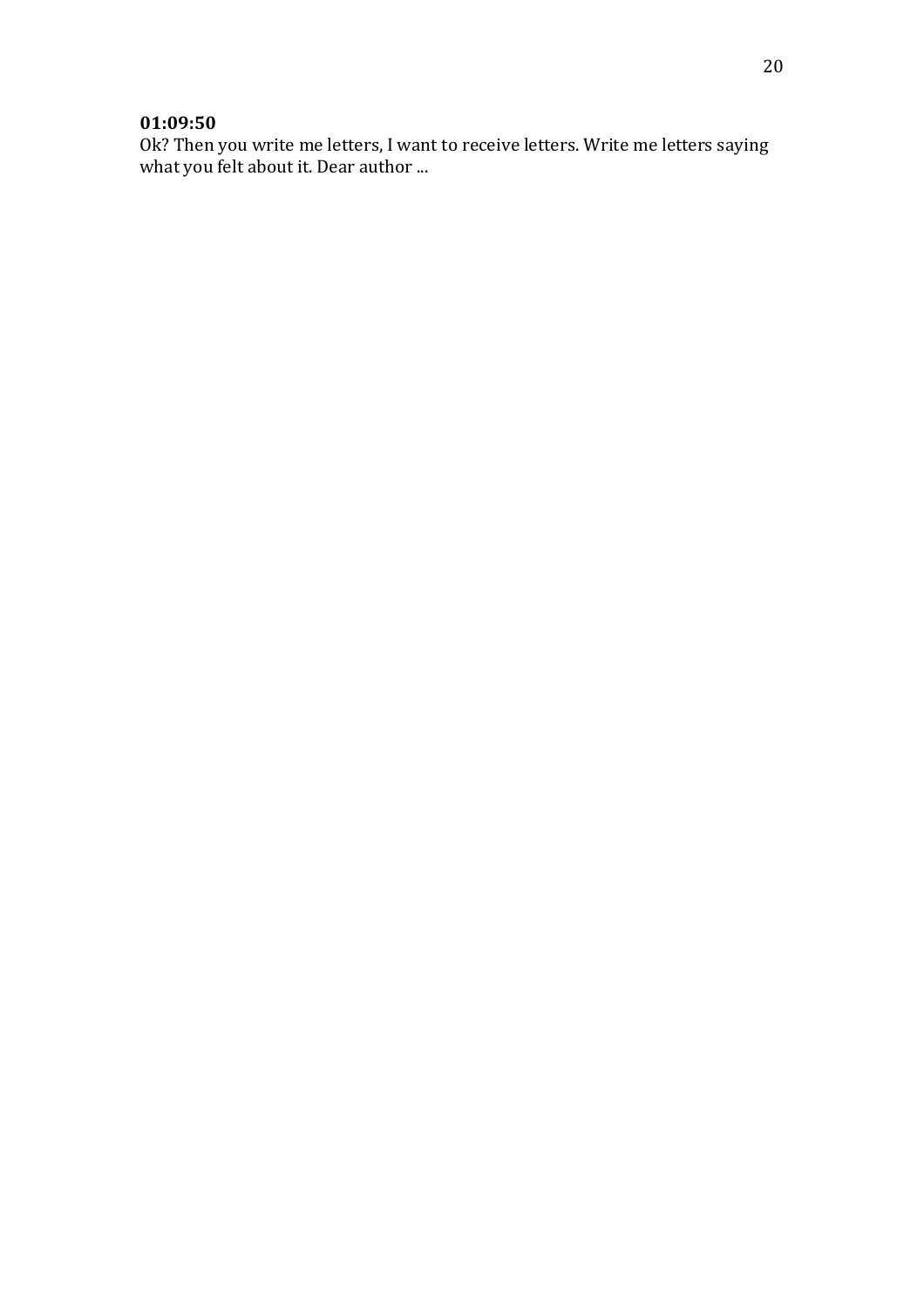**01:09:50**
Ok? Then you write me letters, I want to receive letters. Write me letters saying what you felt about it. Dear author ...